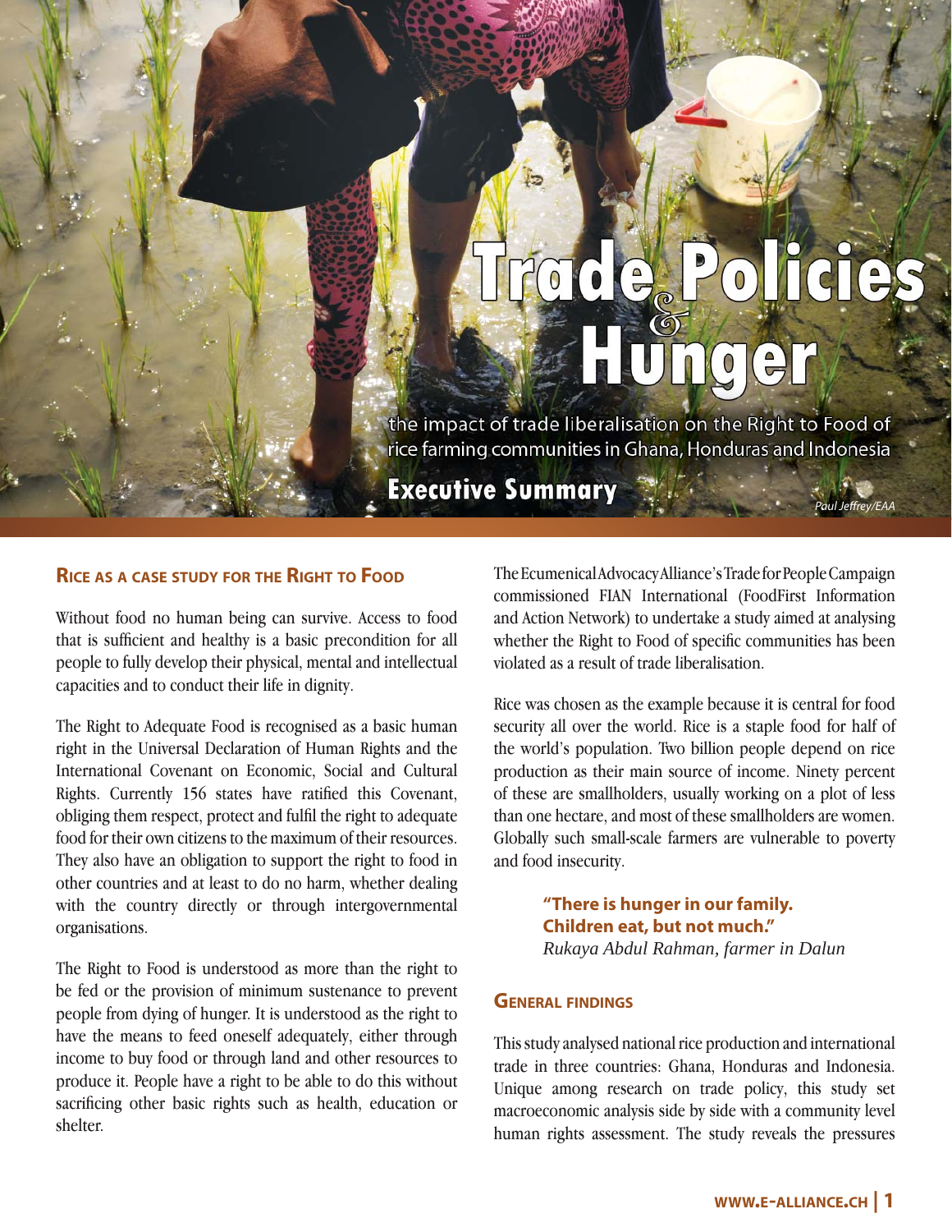# Trade Policies & Hunger

the impact of trade liberalisation on the Right to Food of rice farming communities in Ghana, Honduras and Indonesia

## Executive Summary

*Paul Jeffrey/EAA*

### Rice as a case study for the Right to Food

Without food no human being can survive. Access to food that is sufficient and healthy is a basic precondition for all people to fully develop their physical, mental and intellectual capacities and to conduct their life in dignity.

The Right to Adequate Food is recognised as a basic human right in the Universal Declaration of Human Rights and the International Covenant on Economic, Social and Cultural Rights. Currently 156 states have ratified this Covenant, obliging them respect, protect and fulfil the right to adequate food for their own citizens to the maximum of their resources. They also have an obligation to support the right to food in other countries and at least to do no harm, whether dealing with the country directly or through intergovernmental organisations.

The Right to Food is understood as more than the right to be fed or the provision of minimum sustenance to prevent people from dying of hunger. It is understood as the right to have the means to feed oneself adequately, either through income to buy food or through land and other resources to produce it. People have a right to be able to do this without sacrificing other basic rights such as health, education or shelter.

The Ecumenical Advocacy Alliance's Trade for People Campaign commissioned FIAN International (FoodFirst Information and Action Network) to undertake a study aimed at analysing whether the Right to Food of specific communities has been violated as a result of trade liberalisation.

Rice was chosen as the example because it is central for food security all over the world. Rice is a staple food for half of the world's population. Two billion people depend on rice production as their main source of income. Ninety percent of these are smallholders, usually working on a plot of less than one hectare, and most of these smallholders are women. Globally such small-scale farmers are vulnerable to poverty and food insecurity.

> **"There is hunger in our family. Children eat, but not much."**
> *Rukaya Abdul Rahman, farmer in Dalun*

### General findings

This study analysed national rice production and international trade in three countries: Ghana, Honduras and Indonesia. Unique among research on trade policy, this study set macroeconomic analysis side by side with a community level human rights assessment. The study reveals the pressures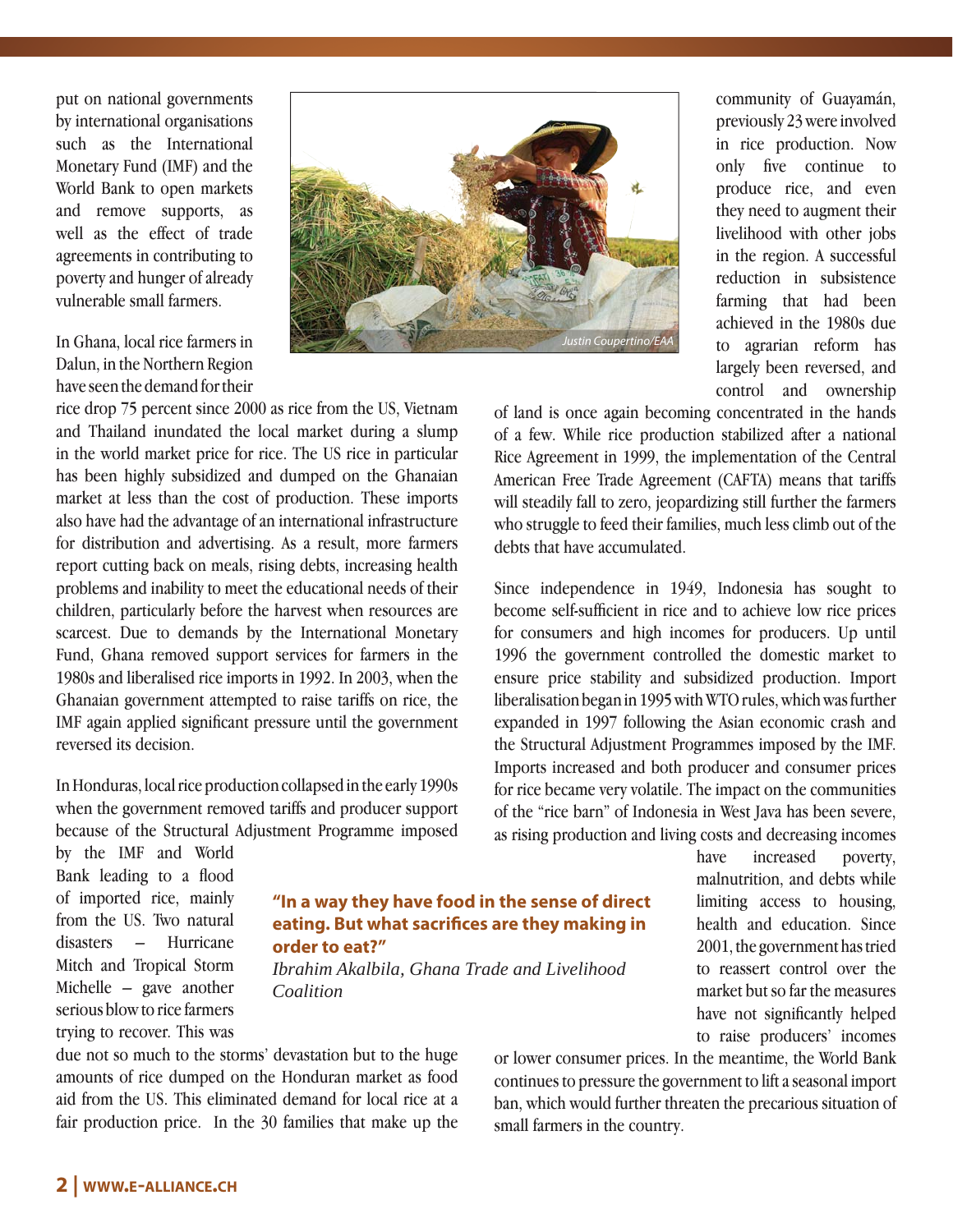put on national governments by international organisations such as the International Monetary Fund (IMF) and the World Bank to open markets and remove supports, as well as the effect of trade agreements in contributing to poverty and hunger of already vulnerable small farmers.

In Ghana, local rice farmers in Dalun, in the Northern Region have seen the demand for their rice drop 75 percent since 2000 as rice from the US, Vietnam and Thailand inundated the local market during a slump in the world market price for rice. The US rice in particular has been highly subsidized and dumped on the Ghanaian market at less than the cost of production. These imports also have had the advantage of an international infrastructure for distribution and advertising. As a result, more farmers report cutting back on meals, rising debts, increasing health problems and inability to meet the educational needs of their children, particularly before the harvest when resources are scarcest. Due to demands by the International Monetary Fund, Ghana removed support services for farmers in the 1980s and liberalised rice imports in 1992. In 2003, when the Ghanaian government attempted to raise tariffs on rice, the IMF again applied significant pressure until the government reversed its decision.

Justin Coupertino/EAA

In Honduras, local rice production collapsed in the early 1990s when the government removed tariffs and producer support because of the Structural Adjustment Programme imposed by the IMF and World Bank leading to a flood of imported rice, mainly from the US. Two natural disasters – Hurricane Mitch and Tropical Storm Michelle – gave another serious blow to rice farmers trying to recover. This was due not so much to the storms' devastation but to the huge amounts of rice dumped on the Honduran market as food aid from the US. This eliminated demand for local rice at a fair production price. In the 30 families that make up the community of Guayamán, previously 23 were involved in rice production. Now only five continue to produce rice, and even they need to augment their livelihood with other jobs in the region. A successful reduction in subsistence farming that had been achieved in the 1980s due to agrarian reform has largely been reversed, and control and ownership of land is once again becoming concentrated in the hands of a few. While rice production stabilized after a national Rice Agreement in 1999, the implementation of the Central American Free Trade Agreement (CAFTA) means that tariffs will steadily fall to zero, jeopardizing still further the farmers who struggle to feed their families, much less climb out of the debts that have accumulated.

> **"In a way they have food in the sense of direct eating. But what sacrifices are they making in order to eat?"**
> *Ibrahim Akalbila, Ghana Trade and Livelihood Coalition*

Since independence in 1949, Indonesia has sought to become self-sufficient in rice and to achieve low rice prices for consumers and high incomes for producers. Up until 1996 the government controlled the domestic market to ensure price stability and subsidized production. Import liberalisation began in 1995 with WTO rules, which was further expanded in 1997 following the Asian economic crash and the Structural Adjustment Programmes imposed by the IMF. Imports increased and both producer and consumer prices for rice became very volatile. The impact on the communities of the "rice barn" of Indonesia in West Java has been severe, as rising production and living costs and decreasing incomes have increased poverty, malnutrition, and debts while limiting access to housing, health and education. Since 2001, the government has tried to reassert control over the market but so far the measures have not significantly helped to raise producers' incomes or lower consumer prices. In the meantime, the World Bank continues to pressure the government to lift a seasonal import ban, which would further threaten the precarious situation of small farmers in the country.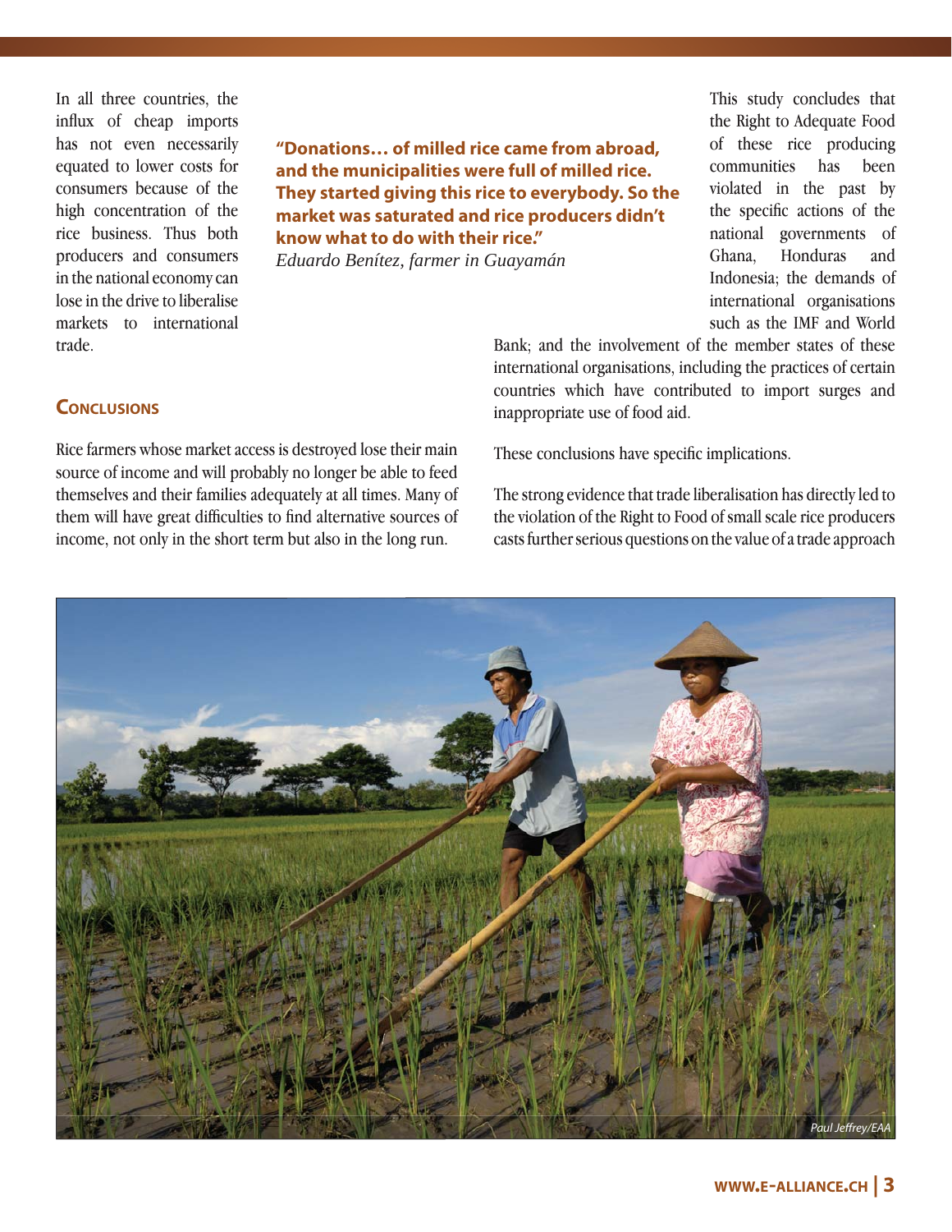In all three countries, the influx of cheap imports has not even necessarily equated to lower costs for consumers because of the high concentration of the rice business. Thus both producers and consumers in the national economy can lose in the drive to liberalise markets to international trade.

**"Donations… of milled rice came from abroad, and the municipalities were full of milled rice. They started giving this rice to everybody. So the market was saturated and rice producers didn't know what to do with their rice."**
*Eduardo Benítez, farmer in Guayamán*

## Conclusions

Rice farmers whose market access is destroyed lose their main source of income and will probably no longer be able to feed themselves and their families adequately at all times. Many of them will have great difficulties to find alternative sources of income, not only in the short term but also in the long run.

This study concludes that the Right to Adequate Food of these rice producing communities has been violated in the past by the specific actions of the national governments of Ghana, Honduras and Indonesia; the demands of international organisations such as the IMF and World Bank; and the involvement of the member states of these international organisations, including the practices of certain countries which have contributed to import surges and inappropriate use of food aid.

These conclusions have specific implications.

The strong evidence that trade liberalisation has directly led to the violation of the Right to Food of small scale rice producers casts further serious questions on the value of a trade approach

Paul Jeffrey/EAA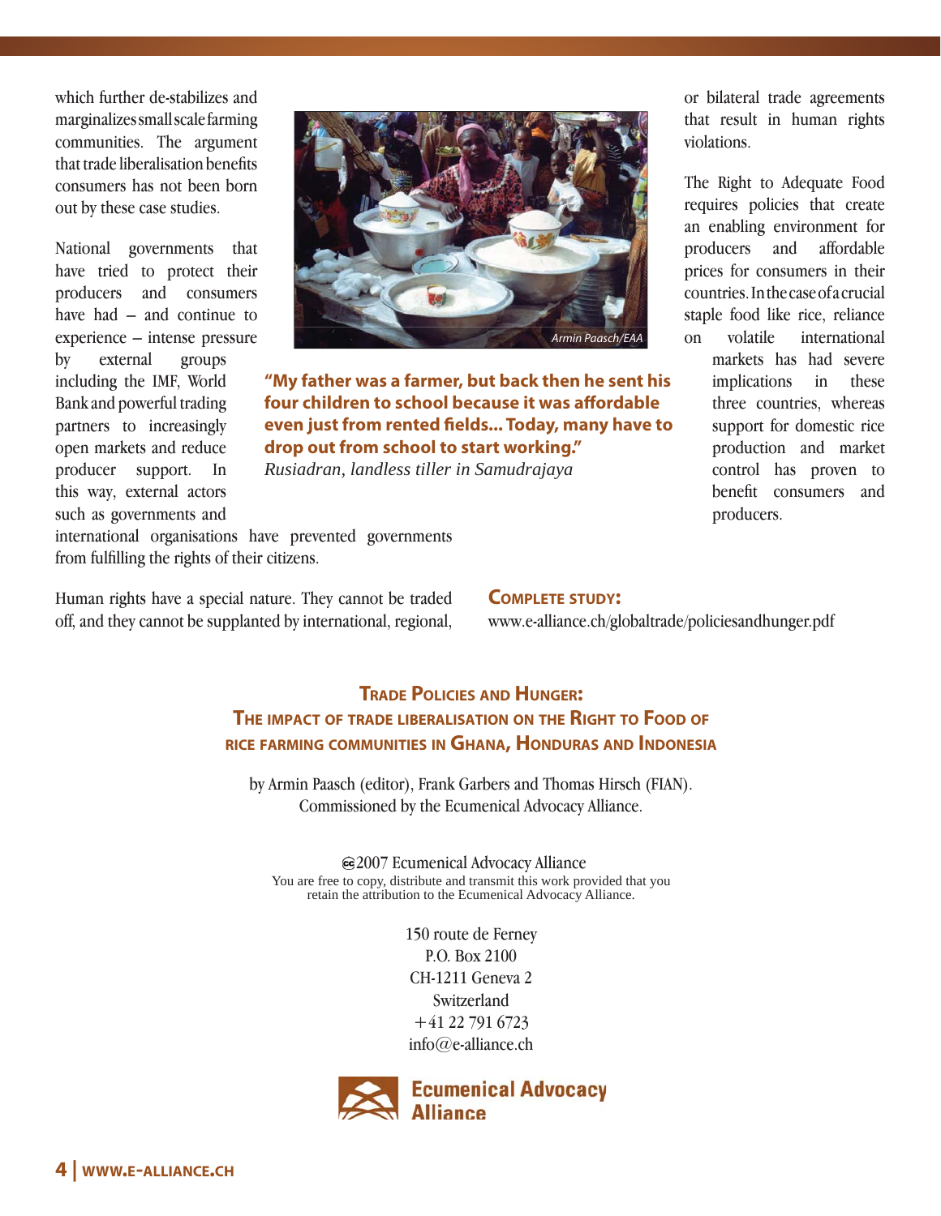which further de-stabilizes and marginalizes small scale farming communities. The argument that trade liberalisation benefits consumers has not been born out by these case studies.

National governments that have tried to protect their producers and consumers have had – and continue to experience – intense pressure by external groups including the IMF, World Bank and powerful trading partners to increasingly open markets and reduce producer support. In this way, external actors such as governments and international organisations have prevented governments from fulfilling the rights of their citizens.

Human rights have a special nature. They cannot be traded off, and they cannot be supplanted by international, regional, or bilateral trade agreements that result in human rights violations.

The Right to Adequate Food requires policies that create an enabling environment for producers and affordable prices for consumers in their countries. In the case of a crucial staple food like rice, reliance on volatile international markets has had severe implications in these three countries, whereas support for domestic rice production and market control has proven to benefit consumers and producers.

Armin Paasch/EAA

**"My father was a farmer, but back then he sent his four children to school because it was affordable even just from rented fields... Today, many have to drop out from school to start working."**
*Rusiadran, landless tiller in Samudrajaya*

**COMPLETE STUDY:**
www.e-alliance.ch/globaltrade/policiesandhunger.pdf

## TRADE POLICIES AND HUNGER: THE IMPACT OF TRADE LIBERALISATION ON THE RIGHT TO FOOD OF RICE FARMING COMMUNITIES IN GHANA, HONDURAS AND INDONESIA

by Armin Paasch (editor), Frank Garbers and Thomas Hirsch (FIAN).
Commissioned by the Ecumenical Advocacy Alliance.

©2007 Ecumenical Advocacy Alliance
You are free to copy, distribute and transmit this work provided that you retain the attribution to the Ecumenical Advocacy Alliance.

150 route de Ferney
P.O. Box 2100
CH-1211 Geneva 2
Switzerland
+41 22 791 6723
info@e-alliance.ch

Ecumenical Advocacy Alliance